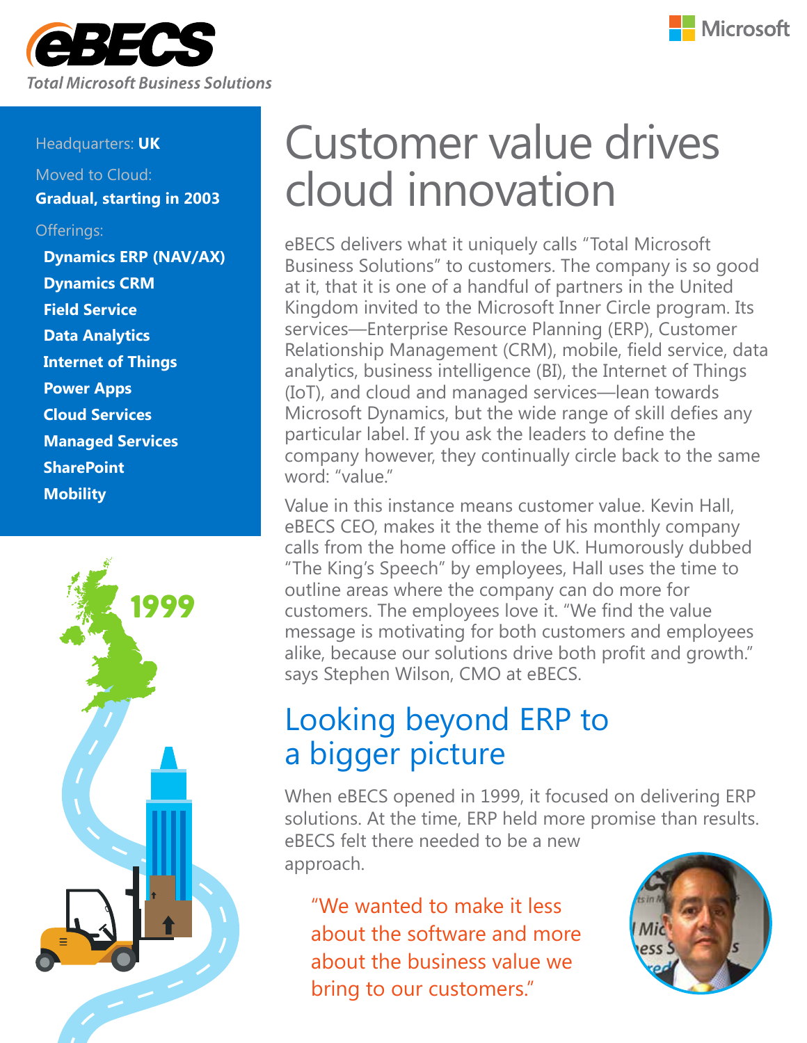eBECS

*Total Microsoft Business Solutions*

Microsoft

Headquarters: **UK**

Moved to Cloud:
**Gradual, starting in 2003**

Offerings:

- **Dynamics ERP (NAV/AX)**
- **Dynamics CRM**
- **Field Service**
- **Data Analytics**
- **Internet of Things**
- **Power Apps**
- **Cloud Services**
- **Managed Services**
- **SharePoint**
- **Mobility**

1999

# Customer value drives cloud innovation

eBECS delivers what it uniquely calls "Total Microsoft Business Solutions" to customers. The company is so good at it, that it is one of a handful of partners in the United Kingdom invited to the Microsoft Inner Circle program. Its services—Enterprise Resource Planning (ERP), Customer Relationship Management (CRM), mobile, field service, data analytics, business intelligence (BI), the Internet of Things (IoT), and cloud and managed services—lean towards Microsoft Dynamics, but the wide range of skill defies any particular label. If you ask the leaders to define the company however, they continually circle back to the same word: "value."

Value in this instance means customer value. Kevin Hall, eBECS CEO, makes it the theme of his monthly company calls from the home office in the UK. Humorously dubbed "The King's Speech" by employees, Hall uses the time to outline areas where the company can do more for customers. The employees love it. "We find the value message is motivating for both customers and employees alike, because our solutions drive both profit and growth." says Stephen Wilson, CMO at eBECS.

## Looking beyond ERP to a bigger picture

When eBECS opened in 1999, it focused on delivering ERP solutions. At the time, ERP held more promise than results. eBECS felt there needed to be a new approach.

"We wanted to make it less about the software and more about the business value we bring to our customers."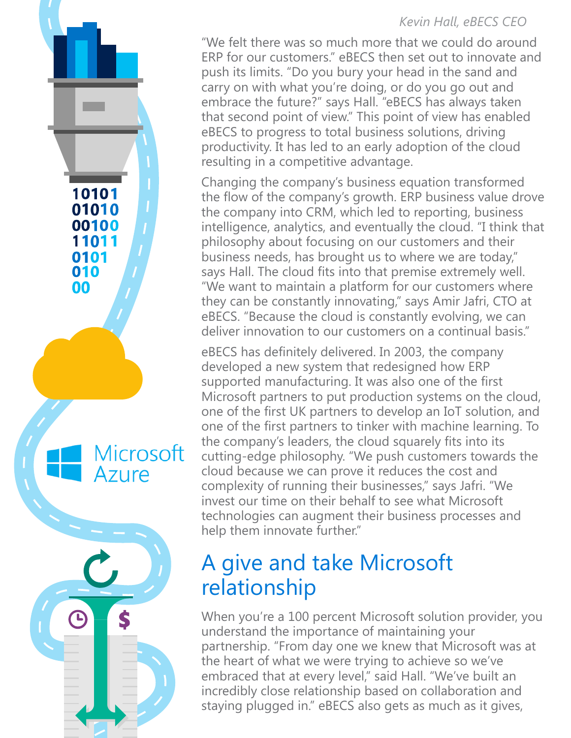*Kevin Hall, eBECS CEO*

"We felt there was so much more that we could do around ERP for our customers." eBECS then set out to innovate and push its limits. "Do you bury your head in the sand and carry on with what you're doing, or do you go out and embrace the future?" says Hall. "eBECS has always taken that second point of view." This point of view has enabled eBECS to progress to total business solutions, driving productivity. It has led to an early adoption of the cloud resulting in a competitive advantage.

Changing the company's business equation transformed the flow of the company's growth. ERP business value drove the company into CRM, which led to reporting, business intelligence, analytics, and eventually the cloud. "I think that philosophy about focusing on our customers and their business needs, has brought us to where we are today," says Hall. The cloud fits into that premise extremely well. "We want to maintain a platform for our customers where they can be constantly innovating," says Amir Jafri, CTO at eBECS. "Because the cloud is constantly evolving, we can deliver innovation to our customers on a continual basis."

eBECS has definitely delivered. In 2003, the company developed a new system that redesigned how ERP supported manufacturing. It was also one of the first Microsoft partners to put production systems on the cloud, one of the first UK partners to develop an IoT solution, and one of the first partners to tinker with machine learning. To the company's leaders, the cloud squarely fits into its cutting-edge philosophy. "We push customers towards the cloud because we can prove it reduces the cost and complexity of running their businesses," says Jafri. "We invest our time on their behalf to see what Microsoft technologies can augment their business processes and help them innovate further."

## A give and take Microsoft relationship

When you're a 100 percent Microsoft solution provider, you understand the importance of maintaining your partnership. "From day one we knew that Microsoft was at the heart of what we were trying to achieve so we've embraced that at every level," said Hall. "We've built an incredibly close relationship based on collaboration and staying plugged in." eBECS also gets as much as it gives,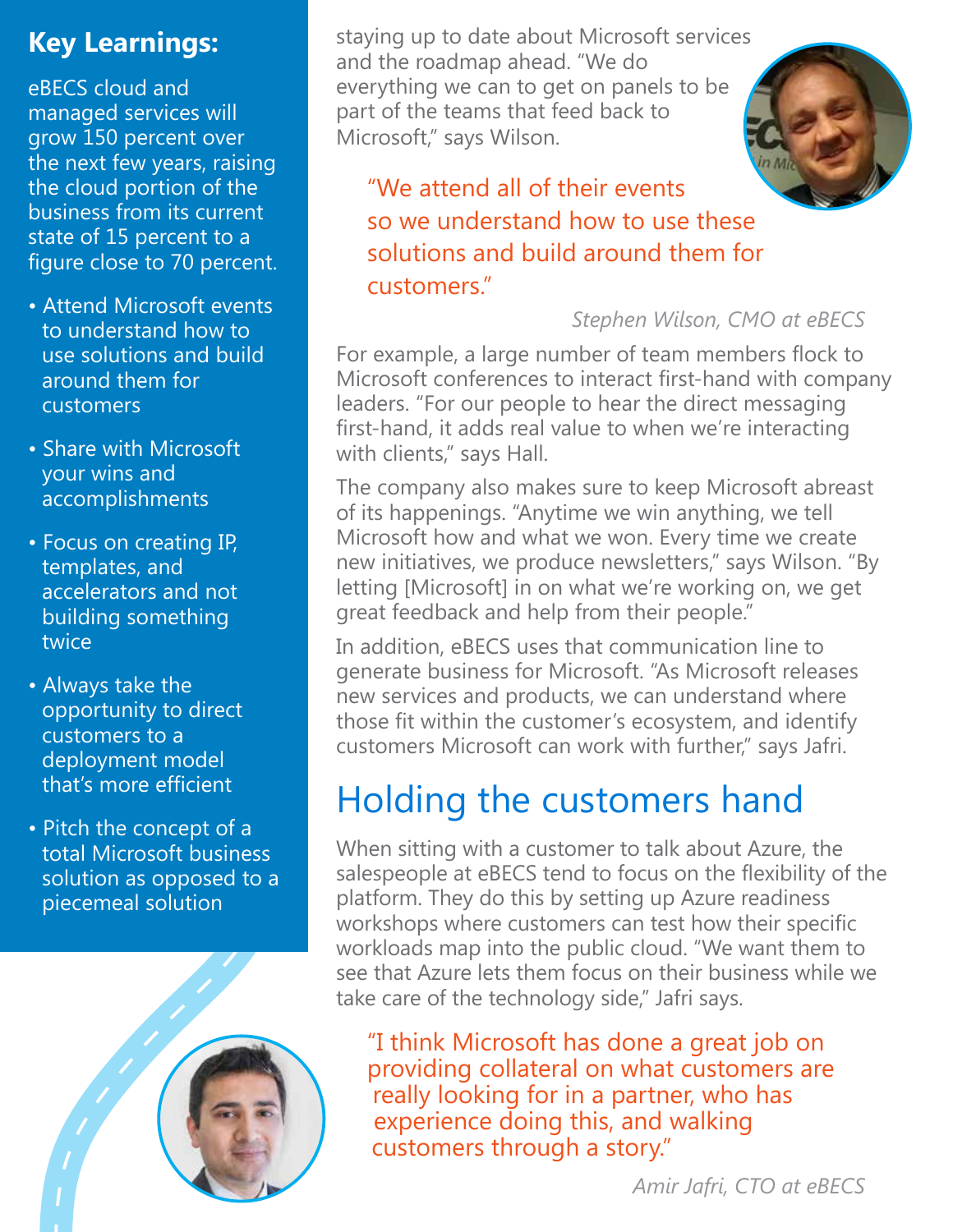## Key Learnings:

eBECS cloud and managed services will grow 150 percent over the next few years, raising the cloud portion of the business from its current state of 15 percent to a figure close to 70 percent.

- Attend Microsoft events to understand how to use solutions and build around them for customers
- Share with Microsoft your wins and accomplishments
- Focus on creating IP, templates, and accelerators and not building something twice
- Always take the opportunity to direct customers to a deployment model that's more efficient
- Pitch the concept of a total Microsoft business solution as opposed to a piecemeal solution

staying up to date about Microsoft services and the roadmap ahead. "We do everything we can to get on panels to be part of the teams that feed back to Microsoft," says Wilson.

> "We attend all of their events so we understand how to use these solutions and build around them for customers."
>
> *Stephen Wilson, CMO at eBECS*

For example, a large number of team members flock to Microsoft conferences to interact first-hand with company leaders. "For our people to hear the direct messaging first-hand, it adds real value to when we're interacting with clients," says Hall.

The company also makes sure to keep Microsoft abreast of its happenings. "Anytime we win anything, we tell Microsoft how and what we won. Every time we create new initiatives, we produce newsletters," says Wilson. "By letting [Microsoft] in on what we're working on, we get great feedback and help from their people."

In addition, eBECS uses that communication line to generate business for Microsoft. "As Microsoft releases new services and products, we can understand where those fit within the customer's ecosystem, and identify customers Microsoft can work with further," says Jafri.

## Holding the customers hand

When sitting with a customer to talk about Azure, the salespeople at eBECS tend to focus on the flexibility of the platform. They do this by setting up Azure readiness workshops where customers can test how their specific workloads map into the public cloud. "We want them to see that Azure lets them focus on their business while we take care of the technology side," Jafri says.

> "I think Microsoft has done a great job on providing collateral on what customers are really looking for in a partner, who has experience doing this, and walking customers through a story."
>
> *Amir Jafri, CTO at eBECS*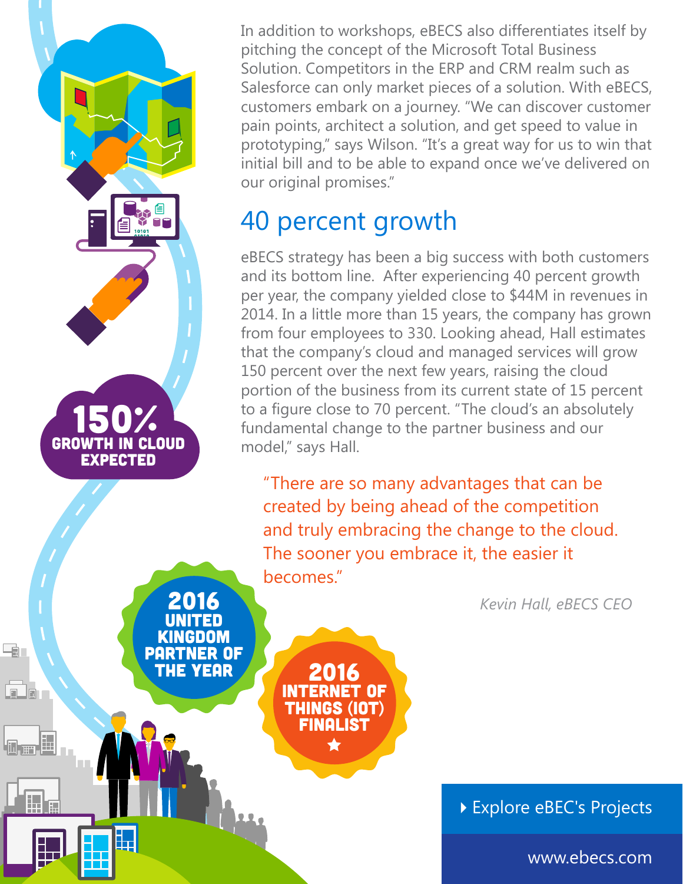In addition to workshops, eBECS also differentiates itself by pitching the concept of the Microsoft Total Business Solution. Competitors in the ERP and CRM realm such as Salesforce can only market pieces of a solution. With eBECS, customers embark on a journey. “We can discover customer pain points, architect a solution, and get speed to value in prototyping,” says Wilson. “It’s a great way for us to win that initial bill and to be able to expand once we’ve delivered on our original promises.”

## 40 percent growth

eBECS strategy has been a big success with both customers and its bottom line. After experiencing 40 percent growth per year, the company yielded close to $44M in revenues in 2014. In a little more than 15 years, the company has grown from four employees to 330. Looking ahead, Hall estimates that the company’s cloud and managed services will grow 150 percent over the next few years, raising the cloud portion of the business from its current state of 15 percent to a figure close to 70 percent. “The cloud’s an absolutely fundamental change to the partner business and our model,” says Hall.

**150% GROWTH IN CLOUD EXPECTED**

> “There are so many advantages that can be created by being ahead of the competition and truly embracing the change to the cloud. The sooner you embrace it, the easier it becomes.”
>
> *Kevin Hall, eBECS CEO*

**2016 UNITED KINGDOM PARTNER OF THE YEAR**

**2016 INTERNET OF THINGS (IOT) FINALIST**

Explore eBEC's Projects

www.ebecs.com